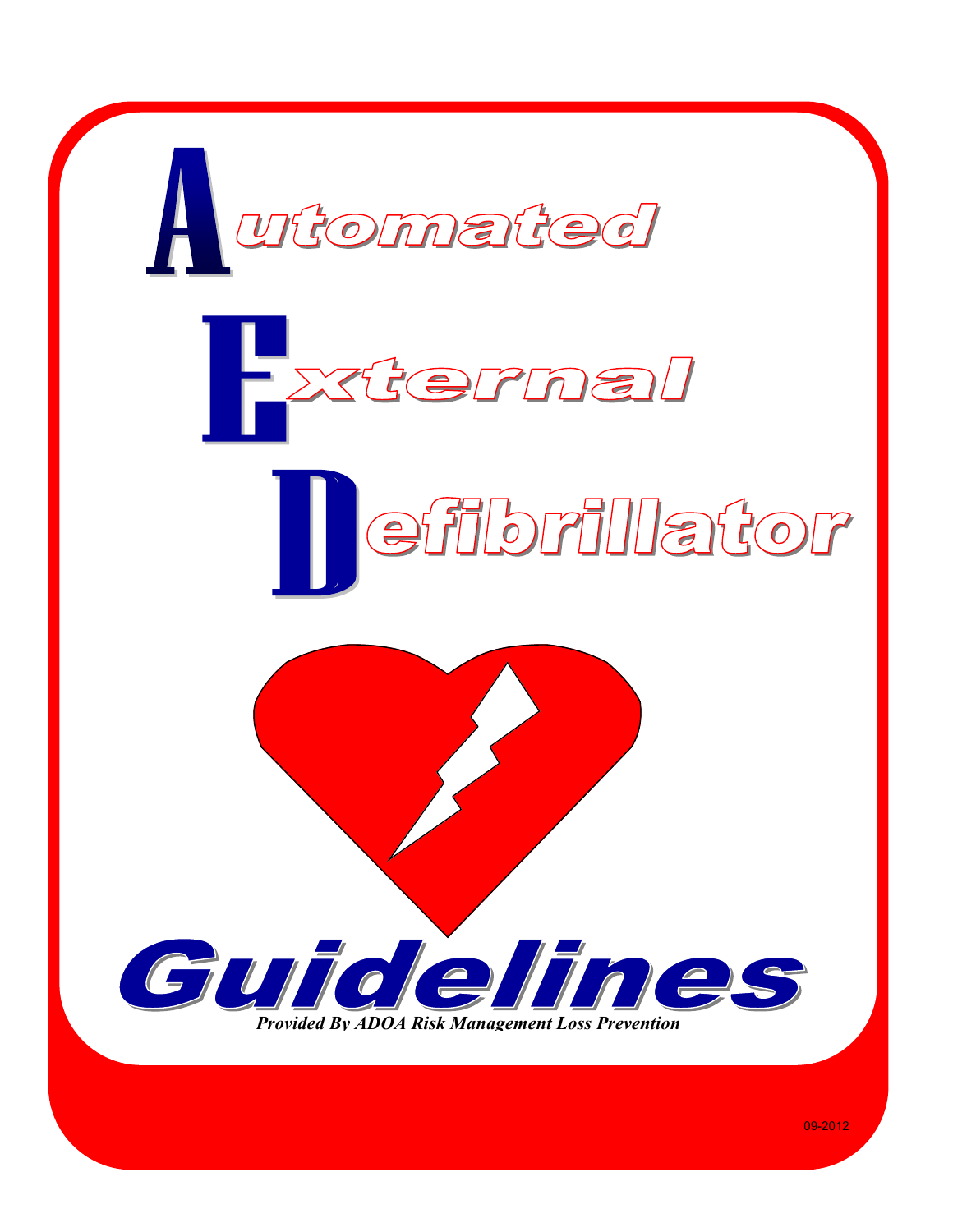# Automated External Defibrillator

# Guidelines

*Provided By ADOA Risk Management Loss Prevention*

09-2012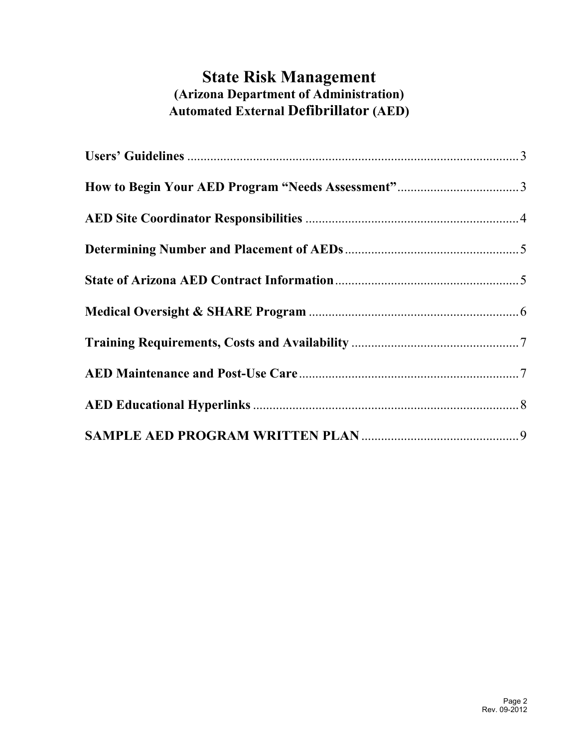# State Risk Management
## (Arizona Department of Administration)
## Automated External Defibrillator (AED)

**Users' Guidelines** .................................................................................................... 3

**How to Begin Your AED Program "Needs Assessment"** ..................................... 3

**AED Site Coordinator Responsibilities** ................................................................ 4

**Determining Number and Placement of AEDs** .................................................... 5

**State of Arizona AED Contract Information** ....................................................... 5

**Medical Oversight & SHARE Program** ............................................................... 6

**Training Requirements, Costs and Availability** .................................................. 7

**AED Maintenance and Post-Use Care** .................................................................. 7

**AED Educational Hyperlinks** ............................................................................... 8

**SAMPLE AED PROGRAM WRITTEN PLAN** ................................................ 9

Rev. 09-2012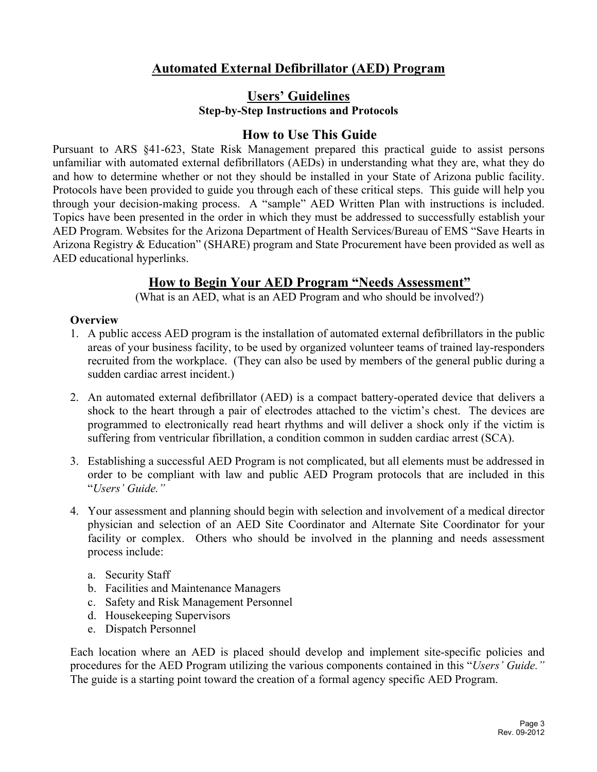# Automated External Defibrillator (AED) Program

## Users' Guidelines

**Step-by-Step Instructions and Protocols**

## How to Use This Guide

Pursuant to ARS §41-623, State Risk Management prepared this practical guide to assist persons unfamiliar with automated external defibrillators (AEDs) in understanding what they are, what they do and how to determine whether or not they should be installed in your State of Arizona public facility. Protocols have been provided to guide you through each of these critical steps. This guide will help you through your decision-making process. A "sample" AED Written Plan with instructions is included. Topics have been presented in the order in which they must be addressed to successfully establish your AED Program. Websites for the Arizona Department of Health Services/Bureau of EMS "Save Hearts in Arizona Registry & Education" (SHARE) program and State Procurement have been provided as well as AED educational hyperlinks.

## How to Begin Your AED Program "Needs Assessment"

(What is an AED, what is an AED Program and who should be involved?)

**Overview**

1. A public access AED program is the installation of automated external defibrillators in the public areas of your business facility, to be used by organized volunteer teams of trained lay-responders recruited from the workplace. (They can also be used by members of the general public during a sudden cardiac arrest incident.)

2. An automated external defibrillator (AED) is a compact battery-operated device that delivers a shock to the heart through a pair of electrodes attached to the victim's chest. The devices are programmed to electronically read heart rhythms and will deliver a shock only if the victim is suffering from ventricular fibrillation, a condition common in sudden cardiac arrest (SCA).

3. Establishing a successful AED Program is not complicated, but all elements must be addressed in order to be compliant with law and public AED Program protocols that are included in this "*Users' Guide.*"

4. Your assessment and planning should begin with selection and involvement of a medical director physician and selection of an AED Site Coordinator and Alternate Site Coordinator for your facility or complex. Others who should be involved in the planning and needs assessment process include:

   a. Security Staff
   b. Facilities and Maintenance Managers
   c. Safety and Risk Management Personnel
   d. Housekeeping Supervisors
   e. Dispatch Personnel

Each location where an AED is placed should develop and implement site-specific policies and procedures for the AED Program utilizing the various components contained in this "*Users' Guide.*" The guide is a starting point toward the creation of a formal agency specific AED Program.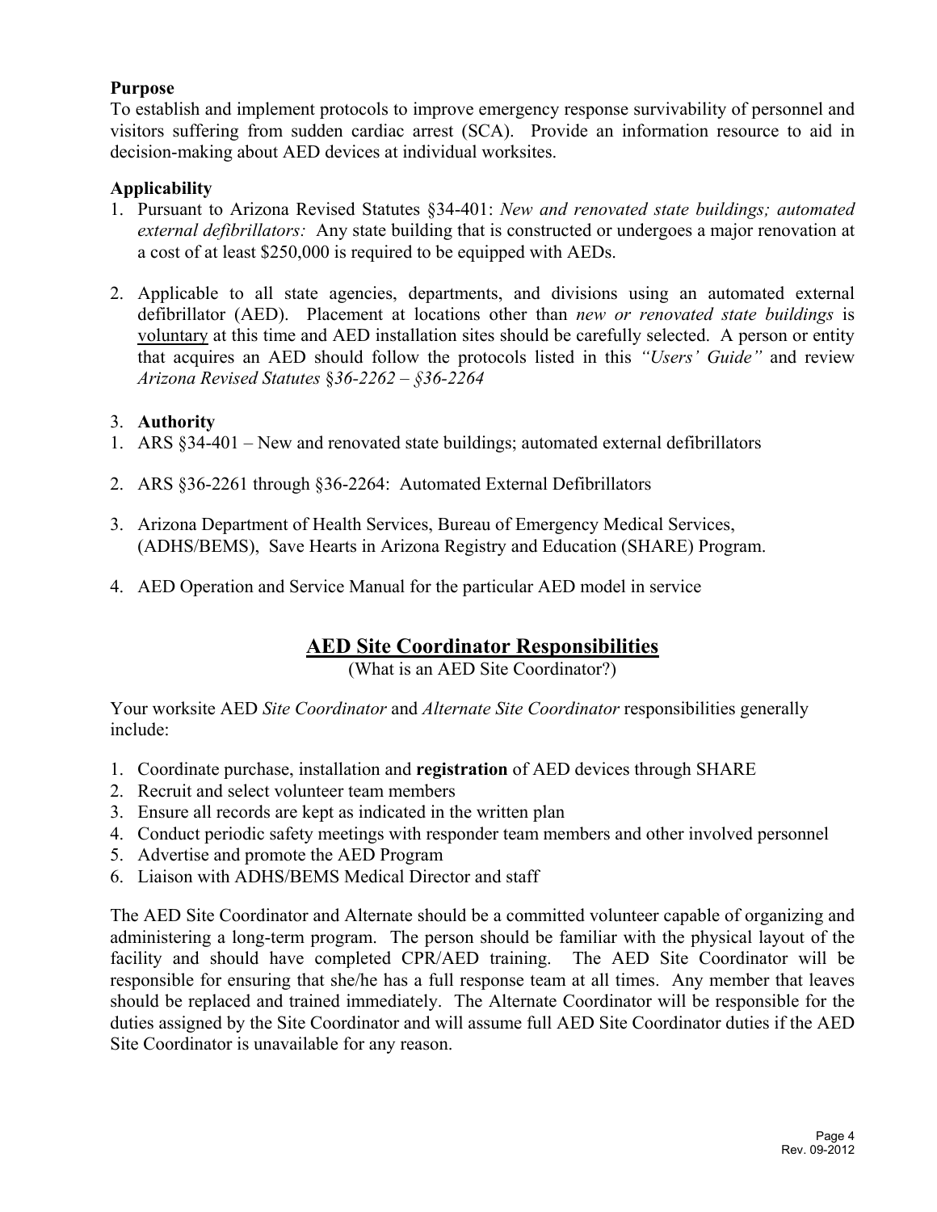**Purpose**

To establish and implement protocols to improve emergency response survivability of personnel and visitors suffering from sudden cardiac arrest (SCA). Provide an information resource to aid in decision-making about AED devices at individual worksites.

**Applicability**

1. Pursuant to Arizona Revised Statutes §34-401: *New and renovated state buildings; automated external defibrillators:* Any state building that is constructed or undergoes a major renovation at a cost of at least $250,000 is required to be equipped with AEDs.

2. Applicable to all state agencies, departments, and divisions using an automated external defibrillator (AED). Placement at locations other than *new or renovated state buildings* is <u>voluntary</u> at this time and AED installation sites should be carefully selected. A person or entity that acquires an AED should follow the protocols listed in this *"Users' Guide"* and review *Arizona Revised Statutes §36-2262 – §36-2264*

3. **Authority**

1. ARS §34-401 – New and renovated state buildings; automated external defibrillators

2. ARS §36-2261 through §36-2264: Automated External Defibrillators

3. Arizona Department of Health Services, Bureau of Emergency Medical Services, (ADHS/BEMS), Save Hearts in Arizona Registry and Education (SHARE) Program.

4. AED Operation and Service Manual for the particular AED model in service

## AED Site Coordinator Responsibilities

(What is an AED Site Coordinator?)

Your worksite AED *Site Coordinator* and *Alternate Site Coordinator* responsibilities generally include:

1. Coordinate purchase, installation and **registration** of AED devices through SHARE
2. Recruit and select volunteer team members
3. Ensure all records are kept as indicated in the written plan
4. Conduct periodic safety meetings with responder team members and other involved personnel
5. Advertise and promote the AED Program
6. Liaison with ADHS/BEMS Medical Director and staff

The AED Site Coordinator and Alternate should be a committed volunteer capable of organizing and administering a long-term program. The person should be familiar with the physical layout of the facility and should have completed CPR/AED training. The AED Site Coordinator will be responsible for ensuring that she/he has a full response team at all times. Any member that leaves should be replaced and trained immediately. The Alternate Coordinator will be responsible for the duties assigned by the Site Coordinator and will assume full AED Site Coordinator duties if the AED Site Coordinator is unavailable for any reason.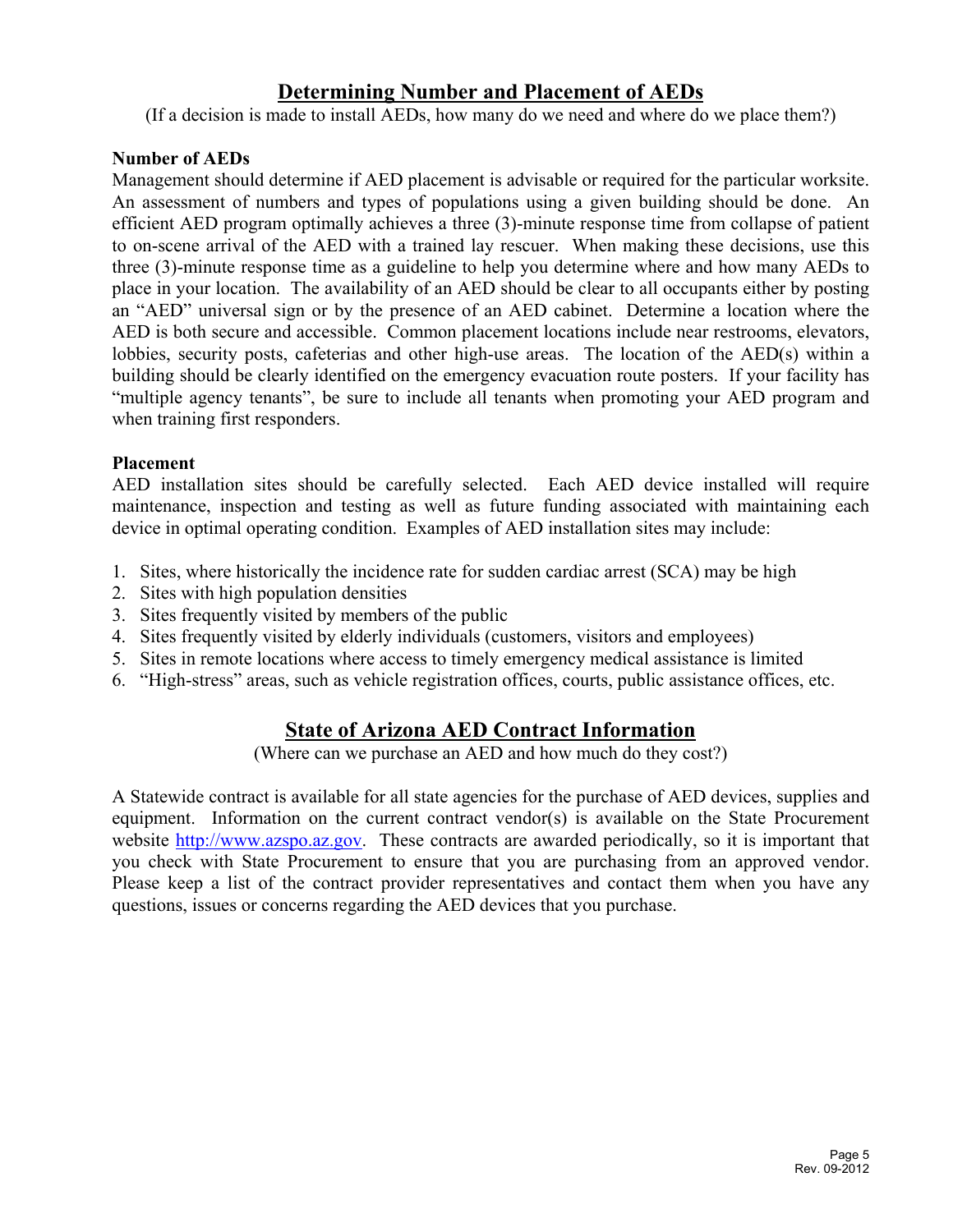## Determining Number and Placement of AEDs

(If a decision is made to install AEDs, how many do we need and where do we place them?)

**Number of AEDs**

Management should determine if AED placement is advisable or required for the particular worksite. An assessment of numbers and types of populations using a given building should be done. An efficient AED program optimally achieves a three (3)-minute response time from collapse of patient to on-scene arrival of the AED with a trained lay rescuer. When making these decisions, use this three (3)-minute response time as a guideline to help you determine where and how many AEDs to place in your location. The availability of an AED should be clear to all occupants either by posting an "AED" universal sign or by the presence of an AED cabinet. Determine a location where the AED is both secure and accessible. Common placement locations include near restrooms, elevators, lobbies, security posts, cafeterias and other high-use areas. The location of the AED(s) within a building should be clearly identified on the emergency evacuation route posters. If your facility has "multiple agency tenants", be sure to include all tenants when promoting your AED program and when training first responders.

**Placement**

AED installation sites should be carefully selected. Each AED device installed will require maintenance, inspection and testing as well as future funding associated with maintaining each device in optimal operating condition. Examples of AED installation sites may include:

1. Sites, where historically the incidence rate for sudden cardiac arrest (SCA) may be high
2. Sites with high population densities
3. Sites frequently visited by members of the public
4. Sites frequently visited by elderly individuals (customers, visitors and employees)
5. Sites in remote locations where access to timely emergency medical assistance is limited
6. "High-stress" areas, such as vehicle registration offices, courts, public assistance offices, etc.

## State of Arizona AED Contract Information

(Where can we purchase an AED and how much do they cost?)

A Statewide contract is available for all state agencies for the purchase of AED devices, supplies and equipment. Information on the current contract vendor(s) is available on the State Procurement website http://www.azspo.az.gov. These contracts are awarded periodically, so it is important that you check with State Procurement to ensure that you are purchasing from an approved vendor. Please keep a list of the contract provider representatives and contact them when you have any questions, issues or concerns regarding the AED devices that you purchase.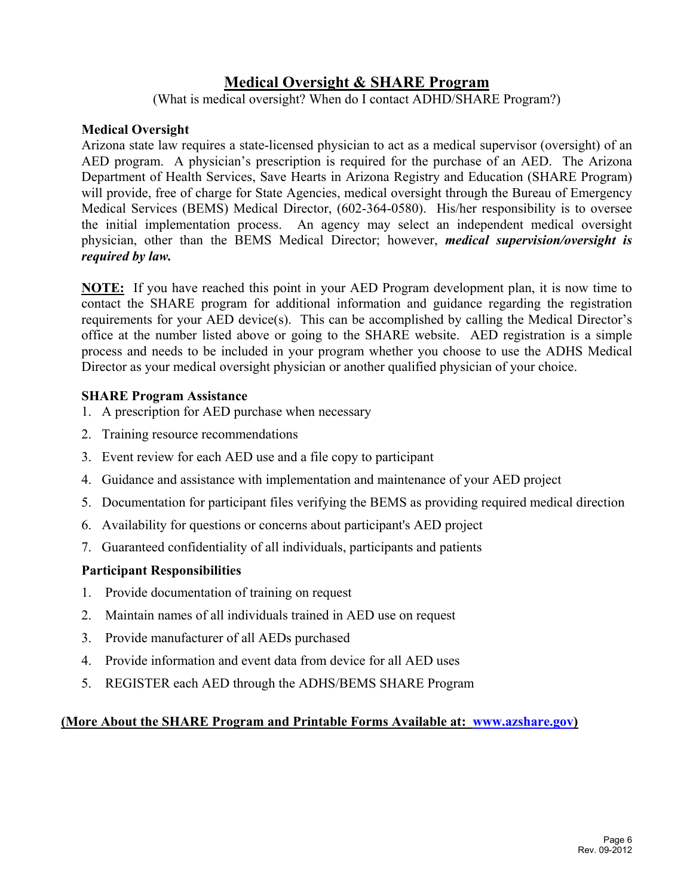# Medical Oversight & SHARE Program

(What is medical oversight? When do I contact ADHD/SHARE Program?)

### Medical Oversight

Arizona state law requires a state-licensed physician to act as a medical supervisor (oversight) of an AED program. A physician's prescription is required for the purchase of an AED. The Arizona Department of Health Services, Save Hearts in Arizona Registry and Education (SHARE Program) will provide, free of charge for State Agencies, medical oversight through the Bureau of Emergency Medical Services (BEMS) Medical Director, (602-364-0580). His/her responsibility is to oversee the initial implementation process. An agency may select an independent medical oversight physician, other than the BEMS Medical Director; however, ***medical supervision/oversight is required by law.***

**NOTE:** If you have reached this point in your AED Program development plan, it is now time to contact the SHARE program for additional information and guidance regarding the registration requirements for your AED device(s). This can be accomplished by calling the Medical Director's office at the number listed above or going to the SHARE website. AED registration is a simple process and needs to be included in your program whether you choose to use the ADHS Medical Director as your medical oversight physician or another qualified physician of your choice.

### SHARE Program Assistance

1. A prescription for AED purchase when necessary
2. Training resource recommendations
3. Event review for each AED use and a file copy to participant
4. Guidance and assistance with implementation and maintenance of your AED project
5. Documentation for participant files verifying the BEMS as providing required medical direction
6. Availability for questions or concerns about participant's AED project
7. Guaranteed confidentiality of all individuals, participants and patients

### Participant Responsibilities

1. Provide documentation of training on request
2. Maintain names of all individuals trained in AED use on request
3. Provide manufacturer of all AEDs purchased
4. Provide information and event data from device for all AED uses
5. REGISTER each AED through the ADHS/BEMS SHARE Program

**(More About the SHARE Program and Printable Forms Available at: www.azshare.gov)**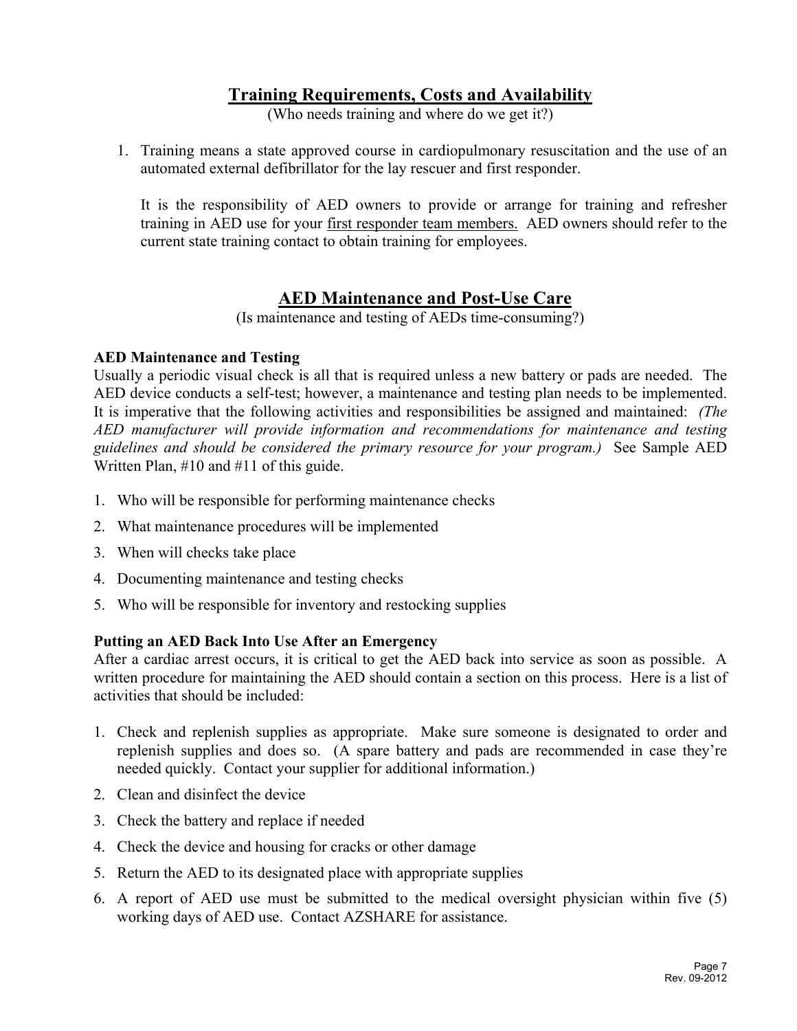## Training Requirements, Costs and Availability

(Who needs training and where do we get it?)

1. Training means a state approved course in cardiopulmonary resuscitation and the use of an automated external defibrillator for the lay rescuer and first responder.

   It is the responsibility of AED owners to provide or arrange for training and refresher training in AED use for your <u>first responder team members.</u> AED owners should refer to the current state training contact to obtain training for employees.

## AED Maintenance and Post-Use Care

(Is maintenance and testing of AEDs time-consuming?)

**AED Maintenance and Testing**

Usually a periodic visual check is all that is required unless a new battery or pads are needed. The AED device conducts a self-test; however, a maintenance and testing plan needs to be implemented. It is imperative that the following activities and responsibilities be assigned and maintained: *(The AED manufacturer will provide information and recommendations for maintenance and testing guidelines and should be considered the primary resource for your program.)* See Sample AED Written Plan, #10 and #11 of this guide.

1. Who will be responsible for performing maintenance checks
2. What maintenance procedures will be implemented
3. When will checks take place
4. Documenting maintenance and testing checks
5. Who will be responsible for inventory and restocking supplies

**Putting an AED Back Into Use After an Emergency**

After a cardiac arrest occurs, it is critical to get the AED back into service as soon as possible. A written procedure for maintaining the AED should contain a section on this process. Here is a list of activities that should be included:

1. Check and replenish supplies as appropriate. Make sure someone is designated to order and replenish supplies and does so. (A spare battery and pads are recommended in case they're needed quickly. Contact your supplier for additional information.)
2. Clean and disinfect the device
3. Check the battery and replace if needed
4. Check the device and housing for cracks or other damage
5. Return the AED to its designated place with appropriate supplies
6. A report of AED use must be submitted to the medical oversight physician within five (5) working days of AED use. Contact AZSHARE for assistance.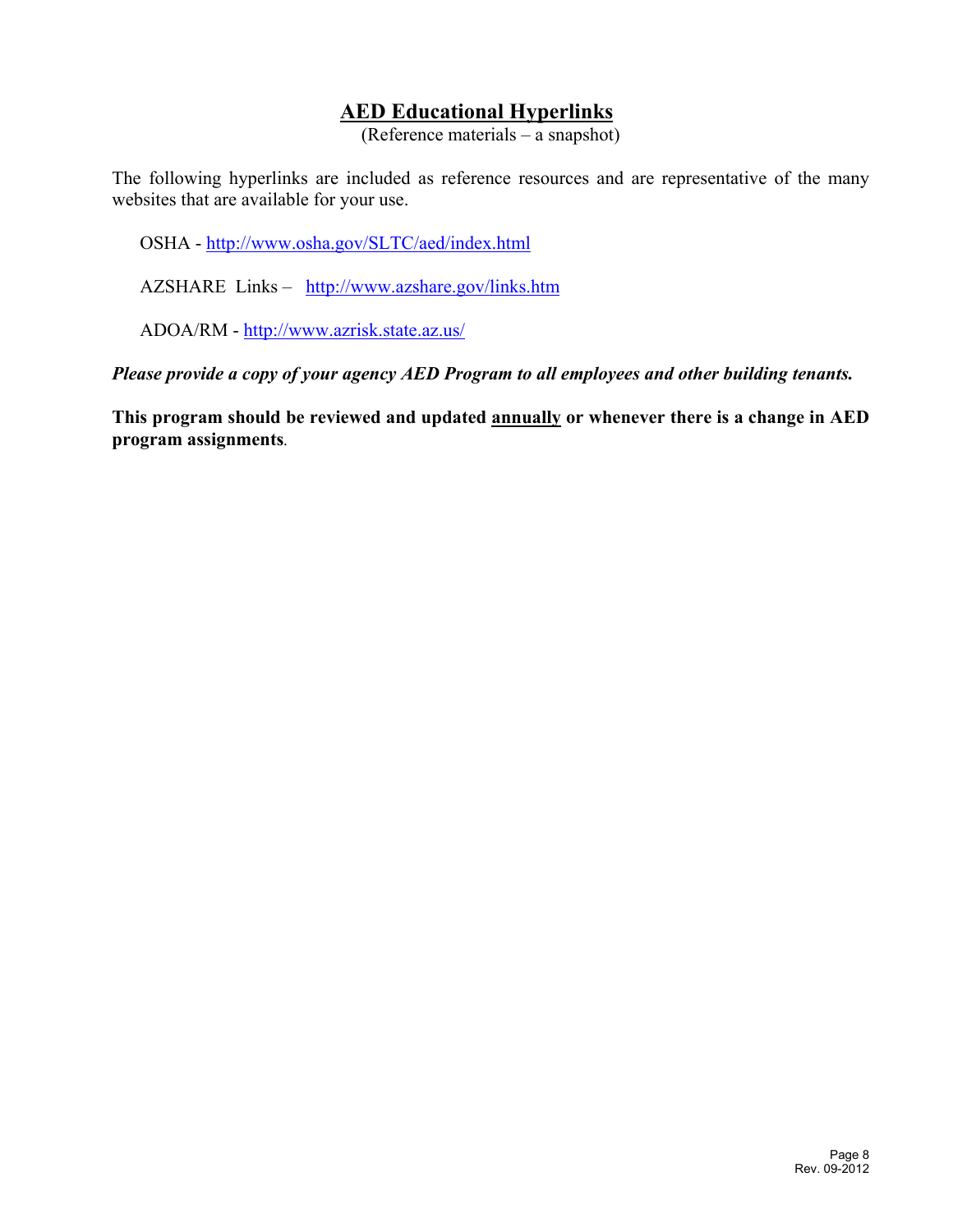## AED Educational Hyperlinks

(Reference materials – a snapshot)

The following hyperlinks are included as reference resources and are representative of the many websites that are available for your use.

OSHA - http://www.osha.gov/SLTC/aed/index.html

AZSHARE Links – http://www.azshare.gov/links.htm

ADOA/RM - http://www.azrisk.state.az.us/

***Please provide a copy of your agency AED Program to all employees and other building tenants.***

**This program should be reviewed and updated annually or whenever there is a change in AED program assignments**.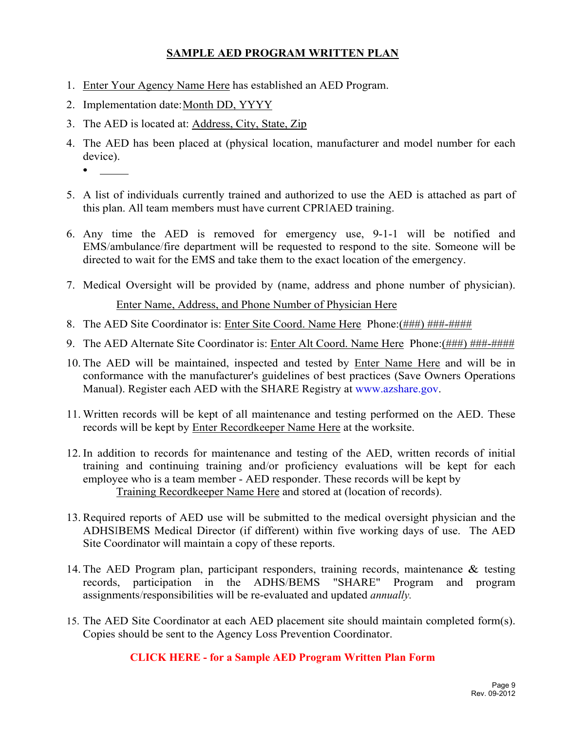## SAMPLE AED PROGRAM WRITTEN PLAN

1. Enter Your Agency Name Here has established an AED Program.
2. Implementation date: Month DD, YYYY
3. The AED is located at: Address, City, State, Zip
4. The AED has been placed at (physical location, manufacturer and model number for each device).
   - \_\_\_\_\_\_
5. A list of individuals currently trained and authorized to use the AED is attached as part of this plan. All team members must have current CPRIAED training.
6. Any time the AED is removed for emergency use, 9-1-1 will be notified and EMS/ambulance/fire department will be requested to respond to the site. Someone will be directed to wait for the EMS and take them to the exact location of the emergency.
7. Medical Oversight will be provided by (name, address and phone number of physician).

   Enter Name, Address, and Phone Number of Physician Here
8. The AED Site Coordinator is: Enter Site Coord. Name Here Phone: (###) ###-####
9. The AED Alternate Site Coordinator is: Enter Alt Coord. Name Here Phone: (###) ###-####
10. The AED will be maintained, inspected and tested by Enter Name Here and will be in conformance with the manufacturer's guidelines of best practices (Save Owners Operations Manual). Register each AED with the SHARE Registry at www.azshare.gov.
11. Written records will be kept of all maintenance and testing performed on the AED. These records will be kept by Enter Recordkeeper Name Here at the worksite.
12. In addition to records for maintenance and testing of the AED, written records of initial training and continuing training and/or proficiency evaluations will be kept for each employee who is a team member - AED responder. These records will be kept by Training Recordkeeper Name Here and stored at (location of records).
13. Required reports of AED use will be submitted to the medical oversight physician and the ADHSIBEMS Medical Director (if different) within five working days of use. The AED Site Coordinator will maintain a copy of these reports.
14. The AED Program plan, participant responders, training records, maintenance & testing records, participation in the ADHS/BEMS "SHARE" Program and program assignments/responsibilities will be re-evaluated and updated *annually.*
15. The AED Site Coordinator at each AED placement site should maintain completed form(s). Copies should be sent to the Agency Loss Prevention Coordinator.

**CLICK HERE - for a Sample AED Program Written Plan Form**

Rev. 09-2012